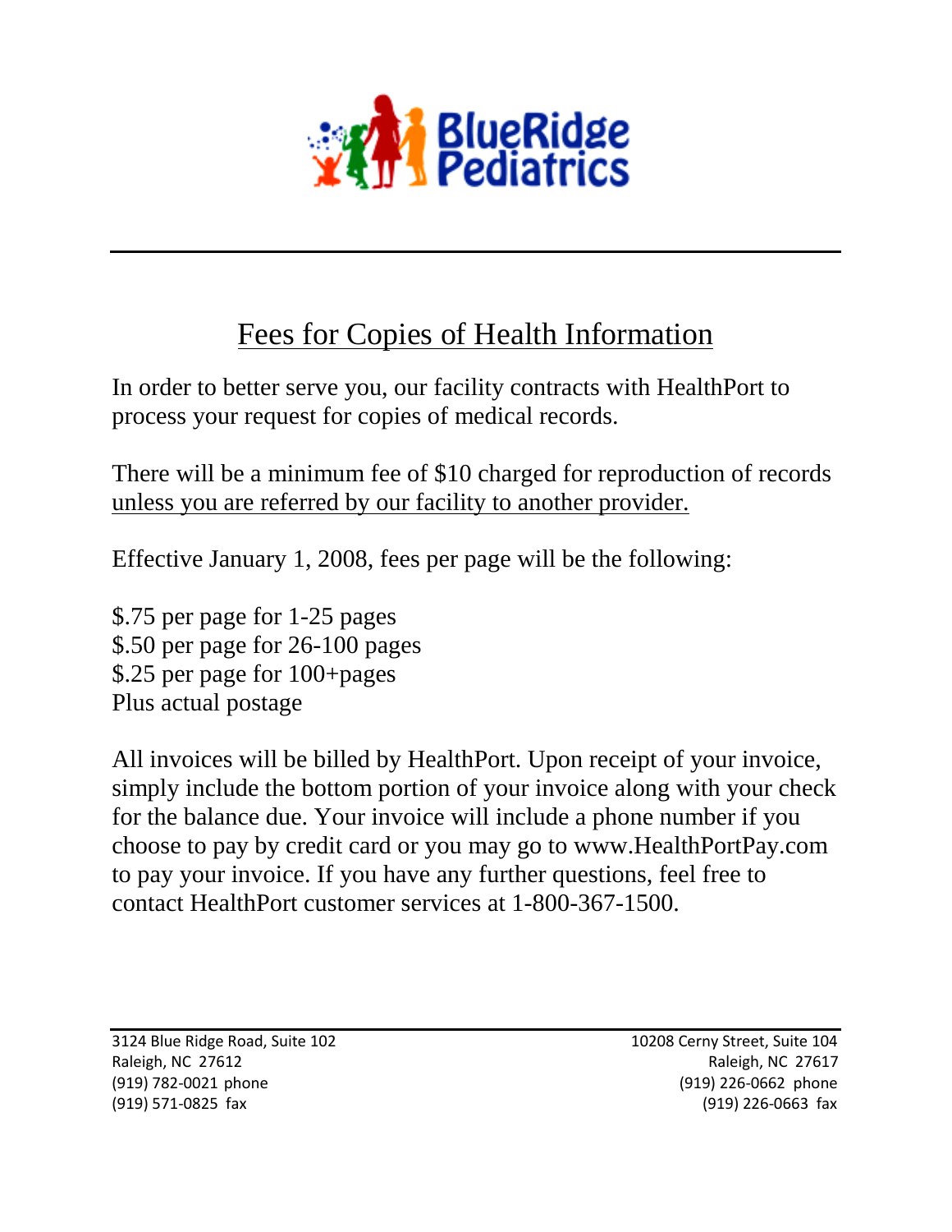BlueRidge Pediatrics

## Fees for Copies of Health Information

In order to better serve you, our facility contracts with HealthPort to process your request for copies of medical records.

There will be a minimum fee of $10 charged for reproduction of records unless you are referred by our facility to another provider.

Effective January 1, 2008, fees per page will be the following:

$.75 per page for 1-25 pages  
$.50 per page for 26-100 pages  
$.25 per page for 100+pages  
Plus actual postage

All invoices will be billed by HealthPort. Upon receipt of your invoice, simply include the bottom portion of your invoice along with your check for the balance due. Your invoice will include a phone number if you choose to pay by credit card or you may go to www.HealthPortPay.com to pay your invoice. If you have any further questions, feel free to contact HealthPort customer services at 1-800-367-1500.

3124 Blue Ridge Road, Suite 102  
Raleigh, NC 27612  
(919) 782-0021 phone  
(919) 571-0825 fax

10208 Cerny Street, Suite 104  
Raleigh, NC 27617  
(919) 226-0662 phone  
(919) 226-0663 fax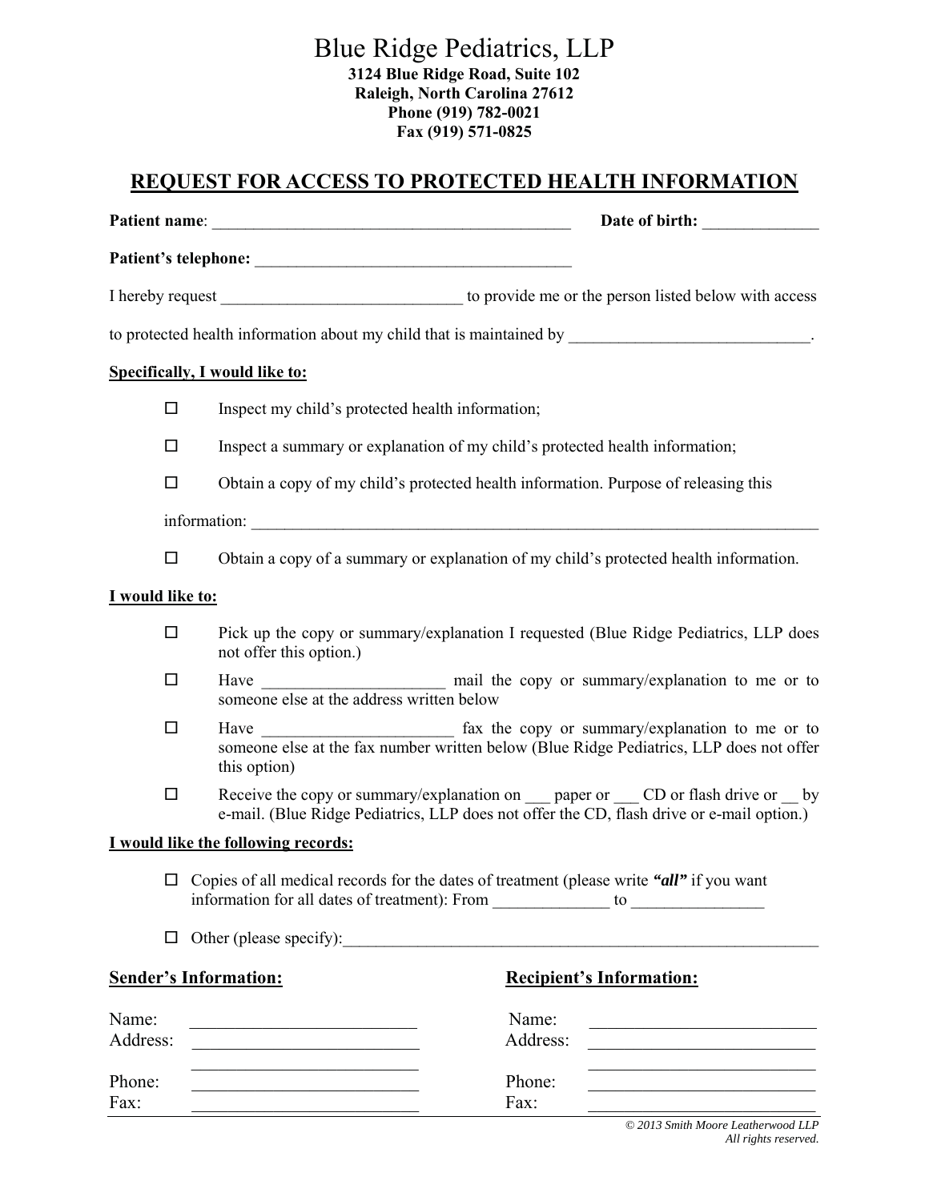# Blue Ridge Pediatrics, LLP

**3124 Blue Ridge Road, Suite 102**
**Raleigh, North Carolina 27612**
**Phone (919) 782-0021**
**Fax (919) 571-0825**

## REQUEST FOR ACCESS TO PROTECTED HEALTH INFORMATION

**Patient name**: ____________________________________________ **Date of birth:** ______________

**Patient's telephone:** ______________________________________

I hereby request _____________________________ to provide me or the person listed below with access to protected health information about my child that is maintained by _____________________________.

**Specifically, I would like to:**

- ☐ Inspect my child's protected health information;
- ☐ Inspect a summary or explanation of my child's protected health information;
- ☐ Obtain a copy of my child's protected health information. Purpose of releasing this information: ______________________________________________________________________
- ☐ Obtain a copy of a summary or explanation of my child's protected health information.

**I would like to:**

- ☐ Pick up the copy or summary/explanation I requested (Blue Ridge Pediatrics, LLP does not offer this option.)
- ☐ Have ______________________ mail the copy or summary/explanation to me or to someone else at the address written below
- ☐ Have _______________________ fax the copy or summary/explanation to me or to someone else at the fax number written below (Blue Ridge Pediatrics, LLP does not offer this option)
- ☐ Receive the copy or summary/explanation on ___ paper or ___ CD or flash drive or __ by e-mail. (Blue Ridge Pediatrics, LLP does not offer the CD, flash drive or e-mail option.)

**I would like the following records:**

- ☐ Copies of all medical records for the dates of treatment (please write ***"all"*** if you want information for all dates of treatment): From ______________ to ________________
- ☐ Other (please specify):____________________________________________________________

**Sender's Information:**

Name: _________________________
Address: _________________________
_________________________
Phone: _________________________
Fax: _________________________

**Recipient's Information:**

Name: _________________________
Address: _________________________
_________________________
Phone: _________________________
Fax: _________________________

*© 2013 Smith Moore Leatherwood LLP*
*All rights reserved.*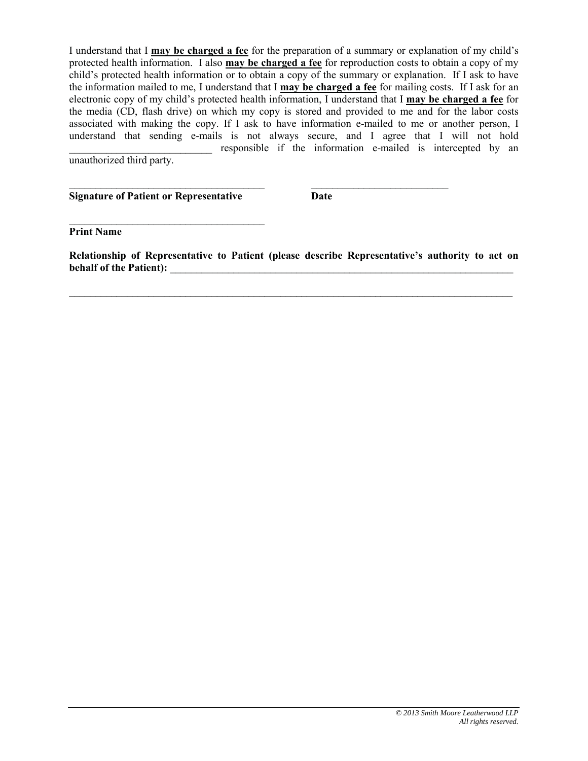I understand that I **may be charged a fee** for the preparation of a summary or explanation of my child's protected health information. I also **may be charged a fee** for reproduction costs to obtain a copy of my child's protected health information or to obtain a copy of the summary or explanation. If I ask to have the information mailed to me, I understand that I **may be charged a fee** for mailing costs. If I ask for an electronic copy of my child's protected health information, I understand that I **may be charged a fee** for the media (CD, flash drive) on which my copy is stored and provided to me and for the labor costs associated with making the copy. If I ask to have information e-mailed to me or another person, I understand that sending e-mails is not always secure, and I agree that I will not hold ___________________________ responsible if the information e-mailed is intercepted by an unauthorized third party.

_____________________________________ ___________________________

**Signature of Patient or Representative** **Date**

_____________________________________

**Print Name**

**Relationship of Representative to Patient (please describe Representative's authority to act on behalf of the Patient):** ______________________________________________________________________

_____________________________________________________________________________________

*© 2013 Smith Moore Leatherwood LLP*
*All rights reserved.*